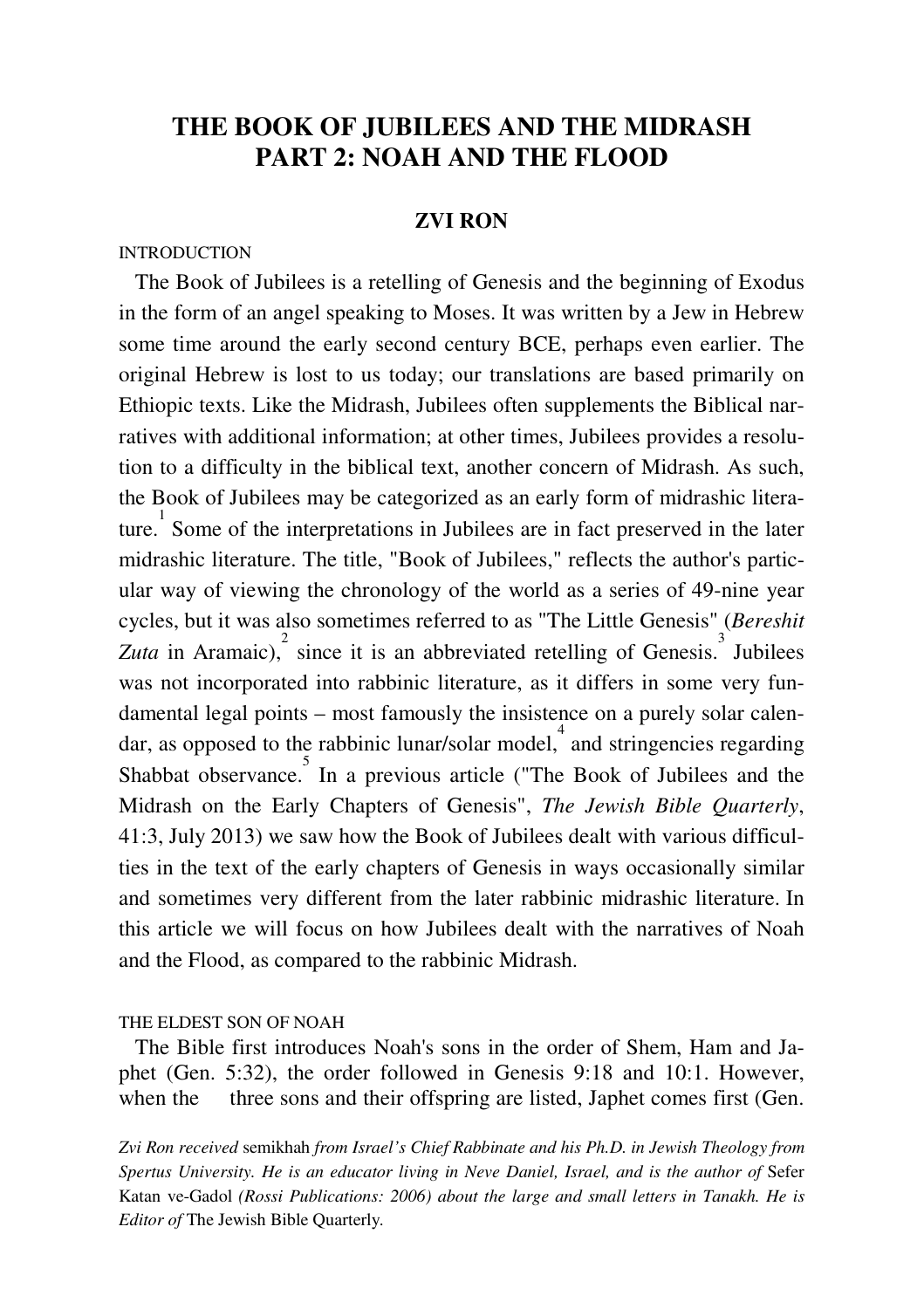# THE BOOK OF JUBILEES AND THE MIDRASH PART 2: NOAH AND THE FLOOD

## ZVI RON

### INTRODUCTION

The Book of Jubilees is a retelling of Genesis and the beginning of Exodus in the form of an angel speaking to Moses. It was written by a Jew in Hebrew some time around the early second century BCE, perhaps even earlier. The original Hebrew is lost to us today; our translations are based primarily on Ethiopic texts. Like the Midrash, Jubilees often supplements the Biblical narratives with additional information; at other times, Jubilees provides a resolution to a difficulty in the biblical text, another concern of Midrash. As such, the Book of Jubilees may be categorized as an early form of midrashic literature.[1] Some of the interpretations in Jubilees are in fact preserved in the later midrashic literature. The title, "Book of Jubilees," reflects the author's particular way of viewing the chronology of the world as a series of 49-nine year cycles, but it was also sometimes referred to as "The Little Genesis" (*Bereshit Zuta* in Aramaic),[2] since it is an abbreviated retelling of Genesis.[3] Jubilees was not incorporated into rabbinic literature, as it differs in some very fundamental legal points – most famously the insistence on a purely solar calendar, as opposed to the rabbinic lunar/solar model,[4] and stringencies regarding Shabbat observance.[5] In a previous article ("The Book of Jubilees and the Midrash on the Early Chapters of Genesis", *The Jewish Bible Quarterly*, 41:3, July 2013) we saw how the Book of Jubilees dealt with various difficulties in the text of the early chapters of Genesis in ways occasionally similar and sometimes very different from the later rabbinic midrashic literature. In this article we will focus on how Jubilees dealt with the narratives of Noah and the Flood, as compared to the rabbinic Midrash.

### THE ELDEST SON OF NOAH

The Bible first introduces Noah's sons in the order of Shem, Ham and Japhet (Gen. 5:32), the order followed in Genesis 9:18 and 10:1. However, when the three sons and their offspring are listed, Japhet comes first (Gen.

*Zvi Ron received* semikhah *from Israel's Chief Rabbinate and his Ph.D. in Jewish Theology from Spertus University. He is an educator living in Neve Daniel, Israel, and is the author of* Sefer Katan ve-Gadol *(Rossi Publications: 2006) about the large and small letters in Tanakh. He is Editor of* The Jewish Bible Quarterly.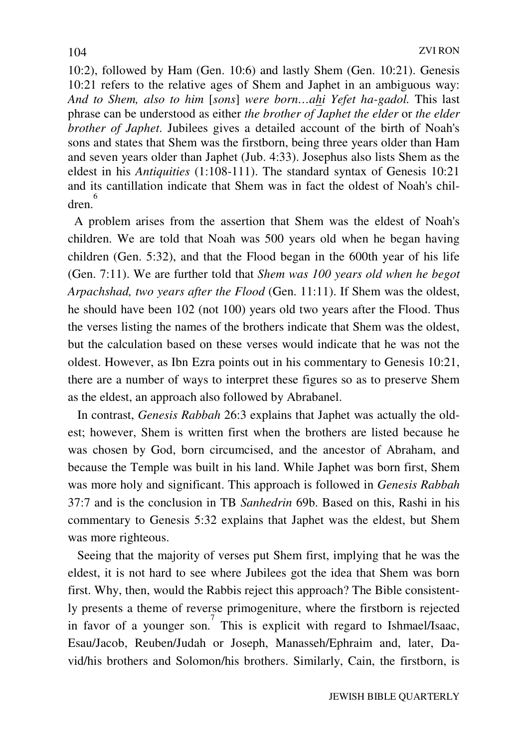10:2), followed by Ham (Gen. 10:6) and lastly Shem (Gen. 10:21). Genesis 10:21 refers to the relative ages of Shem and Japhet in an ambiguous way: *And to Shem, also to him* [*sons*] *were born…ahi Yefet ha-gadol.* This last phrase can be understood as either *the brother of Japhet the elder* or *the elder brother of Japhet*. Jubilees gives a detailed account of the birth of Noah's sons and states that Shem was the firstborn, being three years older than Ham and seven years older than Japhet (Jub. 4:33). Josephus also lists Shem as the eldest in his *Antiquities* (1:108-111). The standard syntax of Genesis 10:21 and its cantillation indicate that Shem was in fact the oldest of Noah's children.[6]

A problem arises from the assertion that Shem was the eldest of Noah's children. We are told that Noah was 500 years old when he began having children (Gen. 5:32), and that the Flood began in the 600th year of his life (Gen. 7:11). We are further told that *Shem was 100 years old when he begot Arpachshad, two years after the Flood* (Gen. 11:11). If Shem was the oldest, he should have been 102 (not 100) years old two years after the Flood. Thus the verses listing the names of the brothers indicate that Shem was the oldest, but the calculation based on these verses would indicate that he was not the oldest. However, as Ibn Ezra points out in his commentary to Genesis 10:21, there are a number of ways to interpret these figures so as to preserve Shem as the eldest, an approach also followed by Abrabanel.

In contrast, *Genesis Rabbah* 26:3 explains that Japhet was actually the oldest; however, Shem is written first when the brothers are listed because he was chosen by God, born circumcised, and the ancestor of Abraham, and because the Temple was built in his land. While Japhet was born first, Shem was more holy and significant. This approach is followed in *Genesis Rabbah* 37:7 and is the conclusion in TB *Sanhedrin* 69b. Based on this, Rashi in his commentary to Genesis 5:32 explains that Japhet was the eldest, but Shem was more righteous.

Seeing that the majority of verses put Shem first, implying that he was the eldest, it is not hard to see where Jubilees got the idea that Shem was born first. Why, then, would the Rabbis reject this approach? The Bible consistently presents a theme of reverse primogeniture, where the firstborn is rejected in favor of a younger son.[7] This is explicit with regard to Ishmael/Isaac, Esau/Jacob, Reuben/Judah or Joseph, Manasseh/Ephraim and, later, David/his brothers and Solomon/his brothers. Similarly, Cain, the firstborn, is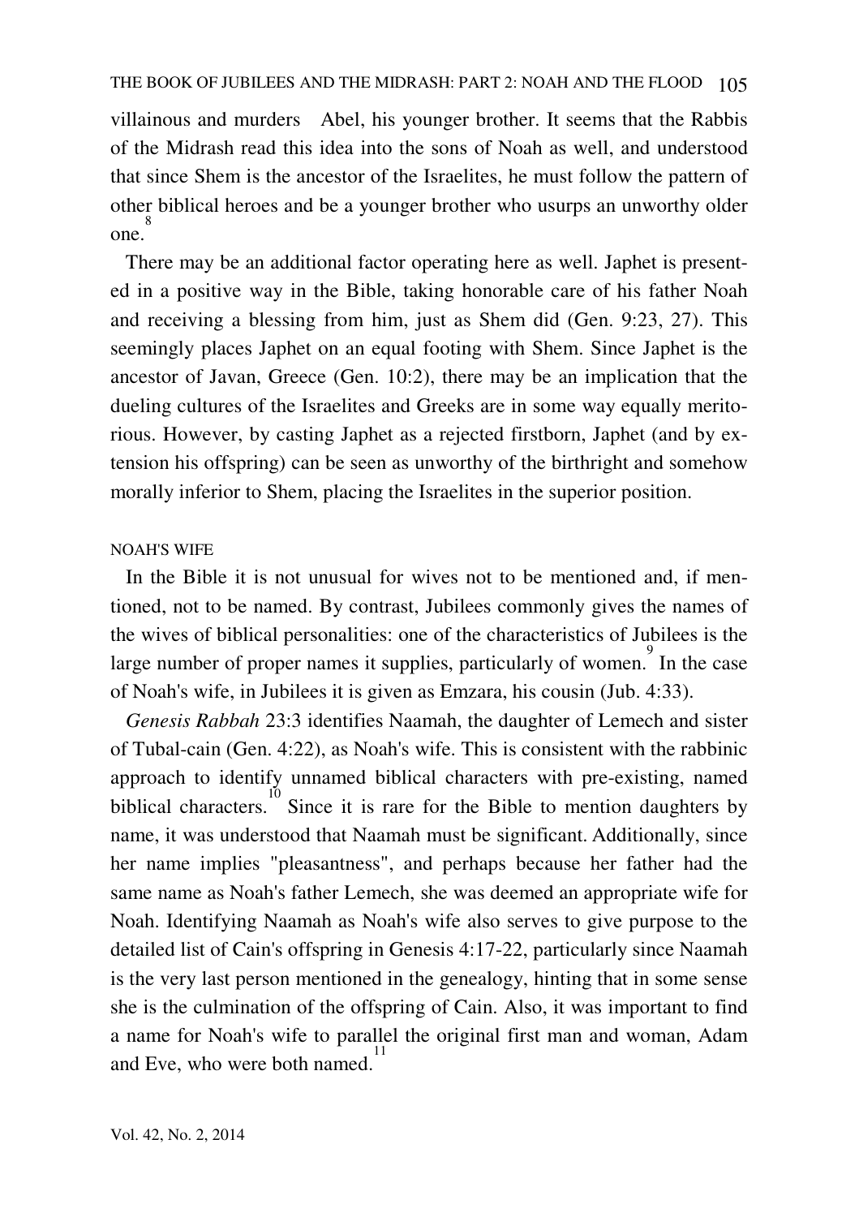villainous and murders Abel, his younger brother. It seems that the Rabbis of the Midrash read this idea into the sons of Noah as well, and understood that since Shem is the ancestor of the Israelites, he must follow the pattern of other biblical heroes and be a younger brother who usurps an unworthy older one.[8]

There may be an additional factor operating here as well. Japhet is presented in a positive way in the Bible, taking honorable care of his father Noah and receiving a blessing from him, just as Shem did (Gen. 9:23, 27). This seemingly places Japhet on an equal footing with Shem. Since Japhet is the ancestor of Javan, Greece (Gen. 10:2), there may be an implication that the dueling cultures of the Israelites and Greeks are in some way equally meritorious. However, by casting Japhet as a rejected firstborn, Japhet (and by extension his offspring) can be seen as unworthy of the birthright and somehow morally inferior to Shem, placing the Israelites in the superior position.

## NOAH'S WIFE

In the Bible it is not unusual for wives not to be mentioned and, if mentioned, not to be named. By contrast, Jubilees commonly gives the names of the wives of biblical personalities: one of the characteristics of Jubilees is the large number of proper names it supplies, particularly of women.[9] In the case of Noah's wife, in Jubilees it is given as Emzara, his cousin (Jub. 4:33).

*Genesis Rabbah* 23:3 identifies Naamah, the daughter of Lemech and sister of Tubal-cain (Gen. 4:22), as Noah's wife. This is consistent with the rabbinic approach to identify unnamed biblical characters with pre-existing, named biblical characters.[10] Since it is rare for the Bible to mention daughters by name, it was understood that Naamah must be significant. Additionally, since her name implies "pleasantness", and perhaps because her father had the same name as Noah's father Lemech, she was deemed an appropriate wife for Noah. Identifying Naamah as Noah's wife also serves to give purpose to the detailed list of Cain's offspring in Genesis 4:17-22, particularly since Naamah is the very last person mentioned in the genealogy, hinting that in some sense she is the culmination of the offspring of Cain. Also, it was important to find a name for Noah's wife to parallel the original first man and woman, Adam and Eve, who were both named.[11]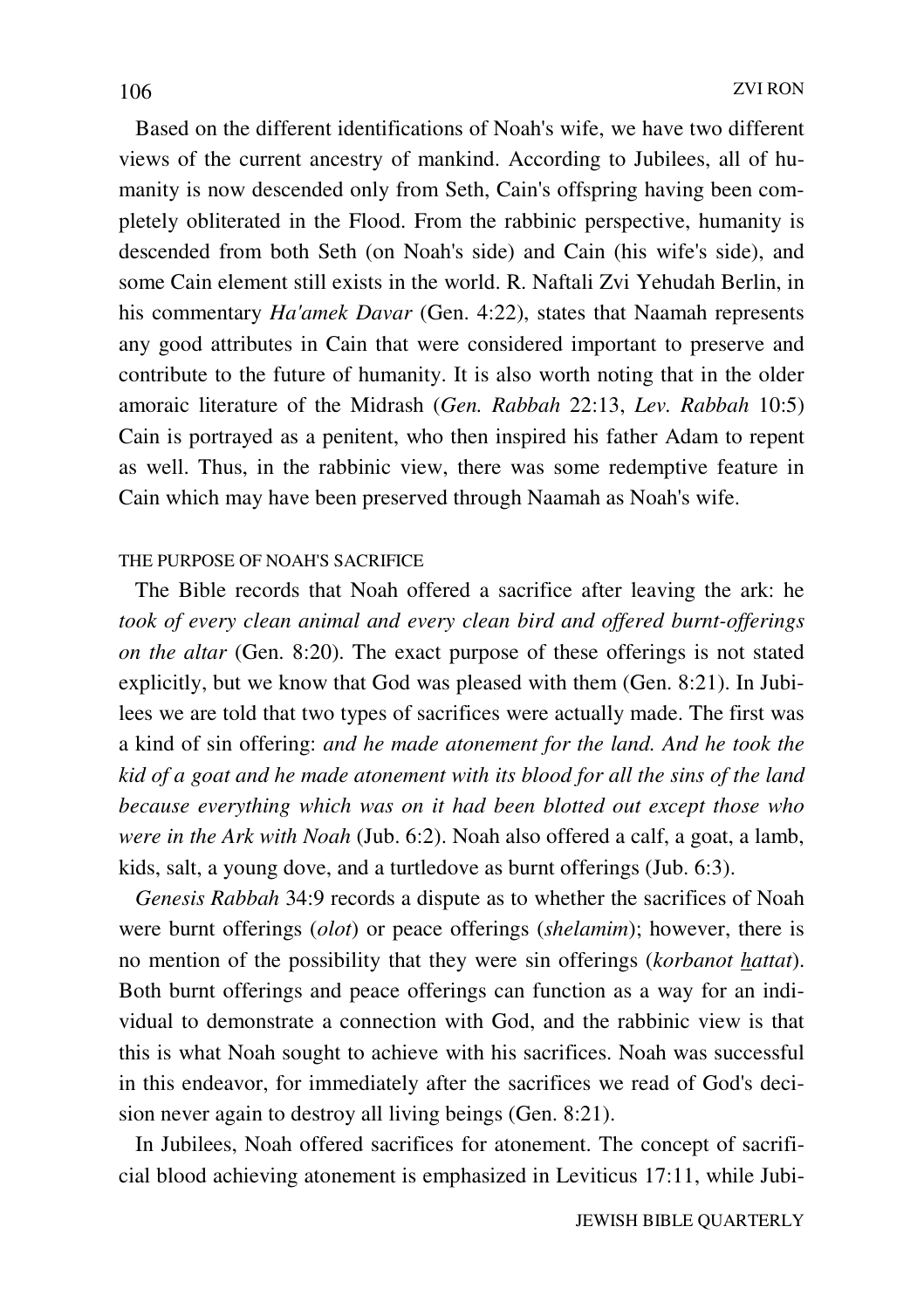Based on the different identifications of Noah's wife, we have two different views of the current ancestry of mankind. According to Jubilees, all of humanity is now descended only from Seth, Cain's offspring having been completely obliterated in the Flood. From the rabbinic perspective, humanity is descended from both Seth (on Noah's side) and Cain (his wife's side), and some Cain element still exists in the world. R. Naftali Zvi Yehudah Berlin, in his commentary *Ha'amek Davar* (Gen. 4:22), states that Naamah represents any good attributes in Cain that were considered important to preserve and contribute to the future of humanity. It is also worth noting that in the older amoraic literature of the Midrash (*Gen. Rabbah* 22:13, *Lev. Rabbah* 10:5) Cain is portrayed as a penitent, who then inspired his father Adam to repent as well. Thus, in the rabbinic view, there was some redemptive feature in Cain which may have been preserved through Naamah as Noah's wife.

## THE PURPOSE OF NOAH'S SACRIFICE

The Bible records that Noah offered a sacrifice after leaving the ark: he *took of every clean animal and every clean bird and offered burnt-offerings on the altar* (Gen. 8:20). The exact purpose of these offerings is not stated explicitly, but we know that God was pleased with them (Gen. 8:21). In Jubilees we are told that two types of sacrifices were actually made. The first was a kind of sin offering: *and he made atonement for the land. And he took the kid of a goat and he made atonement with its blood for all the sins of the land because everything which was on it had been blotted out except those who were in the Ark with Noah* (Jub. 6:2). Noah also offered a calf, a goat, a lamb, kids, salt, a young dove, and a turtledove as burnt offerings (Jub. 6:3).

*Genesis Rabbah* 34:9 records a dispute as to whether the sacrifices of Noah were burnt offerings (*olot*) or peace offerings (*shelamim*); however, there is no mention of the possibility that they were sin offerings (*korbanot h̲attat*). Both burnt offerings and peace offerings can function as a way for an individual to demonstrate a connection with God, and the rabbinic view is that this is what Noah sought to achieve with his sacrifices. Noah was successful in this endeavor, for immediately after the sacrifices we read of God's decision never again to destroy all living beings (Gen. 8:21).

In Jubilees, Noah offered sacrifices for atonement. The concept of sacrificial blood achieving atonement is emphasized in Leviticus 17:11, while Jubi-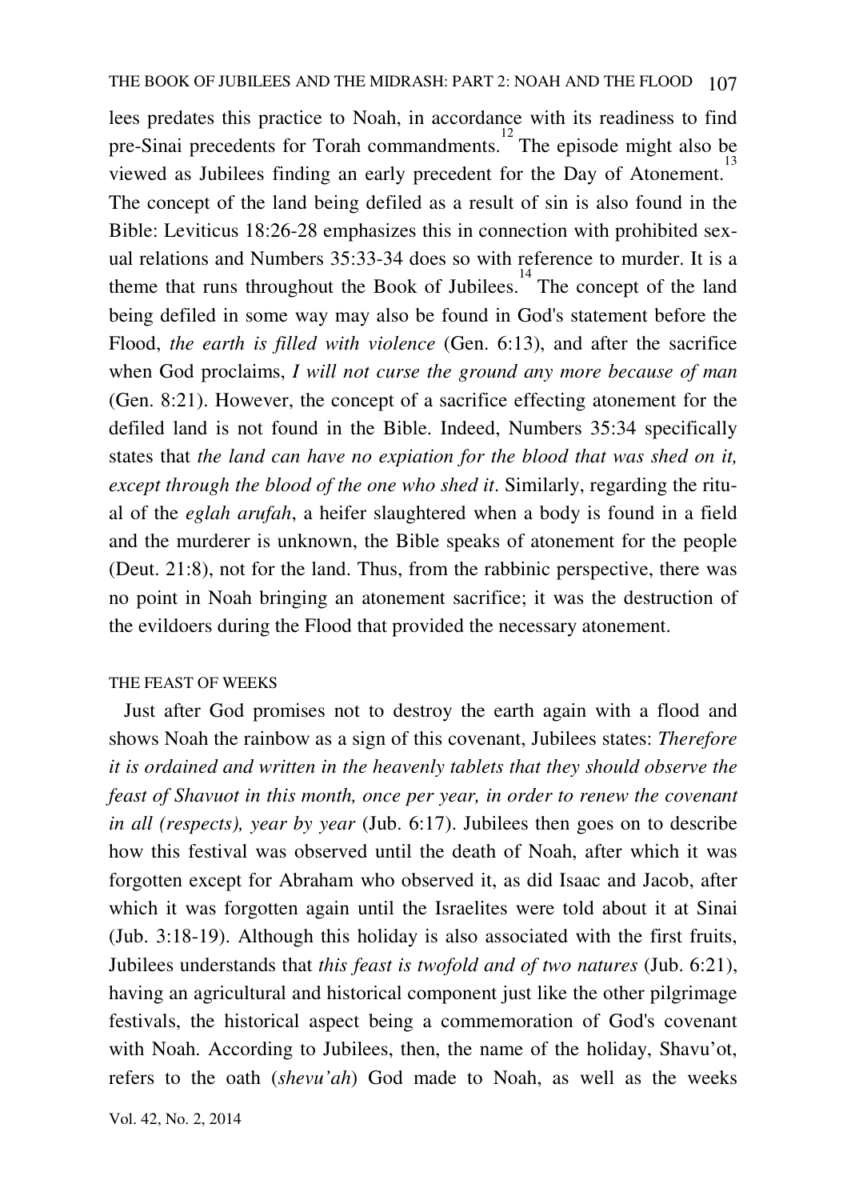lees predates this practice to Noah, in accordance with its readiness to find pre-Sinai precedents for Torah commandments.[12] The episode might also be viewed as Jubilees finding an early precedent for the Day of Atonement.[13] The concept of the land being defiled as a result of sin is also found in the Bible: Leviticus 18:26-28 emphasizes this in connection with prohibited sexual relations and Numbers 35:33-34 does so with reference to murder. It is a theme that runs throughout the Book of Jubilees.[14] The concept of the land being defiled in some way may also be found in God's statement before the Flood, *the earth is filled with violence* (Gen. 6:13), and after the sacrifice when God proclaims, *I will not curse the ground any more because of man* (Gen. 8:21). However, the concept of a sacrifice effecting atonement for the defiled land is not found in the Bible. Indeed, Numbers 35:34 specifically states that *the land can have no expiation for the blood that was shed on it, except through the blood of the one who shed it*. Similarly, regarding the ritual of the *eglah arufah*, a heifer slaughtered when a body is found in a field and the murderer is unknown, the Bible speaks of atonement for the people (Deut. 21:8), not for the land. Thus, from the rabbinic perspective, there was no point in Noah bringing an atonement sacrifice; it was the destruction of the evildoers during the Flood that provided the necessary atonement.

## THE FEAST OF WEEKS

Just after God promises not to destroy the earth again with a flood and shows Noah the rainbow as a sign of this covenant, Jubilees states: *Therefore it is ordained and written in the heavenly tablets that they should observe the feast of Shavuot in this month, once per year, in order to renew the covenant in all (respects), year by year* (Jub. 6:17). Jubilees then goes on to describe how this festival was observed until the death of Noah, after which it was forgotten except for Abraham who observed it, as did Isaac and Jacob, after which it was forgotten again until the Israelites were told about it at Sinai (Jub. 3:18-19). Although this holiday is also associated with the first fruits, Jubilees understands that *this feast is twofold and of two natures* (Jub. 6:21), having an agricultural and historical component just like the other pilgrimage festivals, the historical aspect being a commemoration of God's covenant with Noah. According to Jubilees, then, the name of the holiday, Shavu'ot, refers to the oath (*shevu'ah*) God made to Noah, as well as the weeks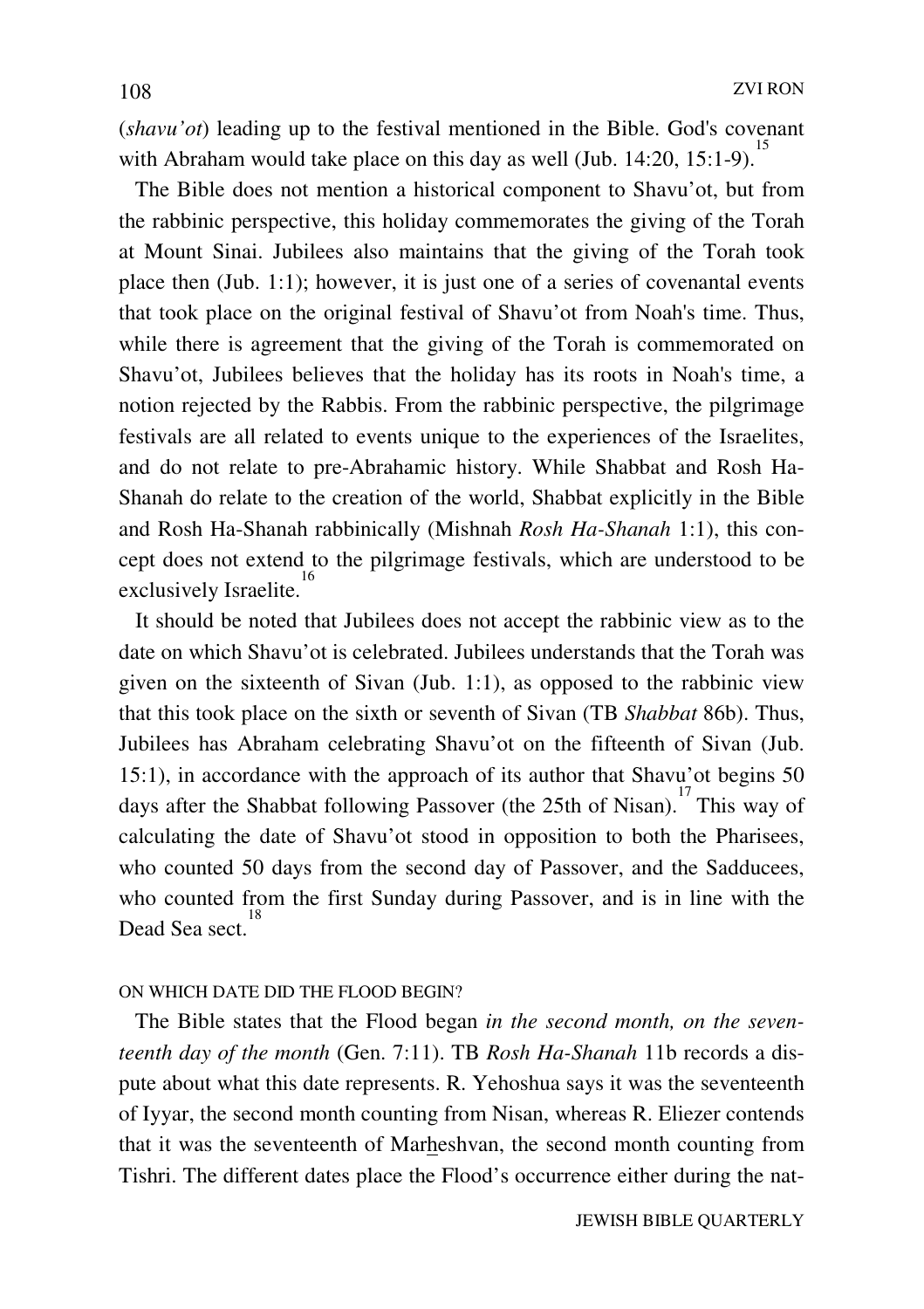(*shavu'ot*) leading up to the festival mentioned in the Bible. God's covenant with Abraham would take place on this day as well (Jub. 14:20, 15:1-9).[15]

The Bible does not mention a historical component to Shavu'ot, but from the rabbinic perspective, this holiday commemorates the giving of the Torah at Mount Sinai. Jubilees also maintains that the giving of the Torah took place then (Jub. 1:1); however, it is just one of a series of covenantal events that took place on the original festival of Shavu'ot from Noah's time. Thus, while there is agreement that the giving of the Torah is commemorated on Shavu'ot, Jubilees believes that the holiday has its roots in Noah's time, a notion rejected by the Rabbis. From the rabbinic perspective, the pilgrimage festivals are all related to events unique to the experiences of the Israelites, and do not relate to pre-Abrahamic history. While Shabbat and Rosh Ha-Shanah do relate to the creation of the world, Shabbat explicitly in the Bible and Rosh Ha-Shanah rabbinically (Mishnah *Rosh Ha-Shanah* 1:1), this concept does not extend to the pilgrimage festivals, which are understood to be exclusively Israelite.[16]

It should be noted that Jubilees does not accept the rabbinic view as to the date on which Shavu'ot is celebrated. Jubilees understands that the Torah was given on the sixteenth of Sivan (Jub. 1:1), as opposed to the rabbinic view that this took place on the sixth or seventh of Sivan (TB *Shabbat* 86b). Thus, Jubilees has Abraham celebrating Shavu'ot on the fifteenth of Sivan (Jub. 15:1), in accordance with the approach of its author that Shavu'ot begins 50 days after the Shabbat following Passover (the 25th of Nisan).[17] This way of calculating the date of Shavu'ot stood in opposition to both the Pharisees, who counted 50 days from the second day of Passover, and the Sadducees, who counted from the first Sunday during Passover, and is in line with the Dead Sea sect.[18]

## ON WHICH DATE DID THE FLOOD BEGIN?

The Bible states that the Flood began *in the second month, on the seventeenth day of the month* (Gen. 7:11). TB *Rosh Ha-Shanah* 11b records a dispute about what this date represents. R. Yehoshua says it was the seventeenth of Iyyar, the second month counting from Nisan, whereas R. Eliezer contends that it was the seventeenth of Marheshvan, the second month counting from Tishri. The different dates place the Flood's occurrence either during the nat-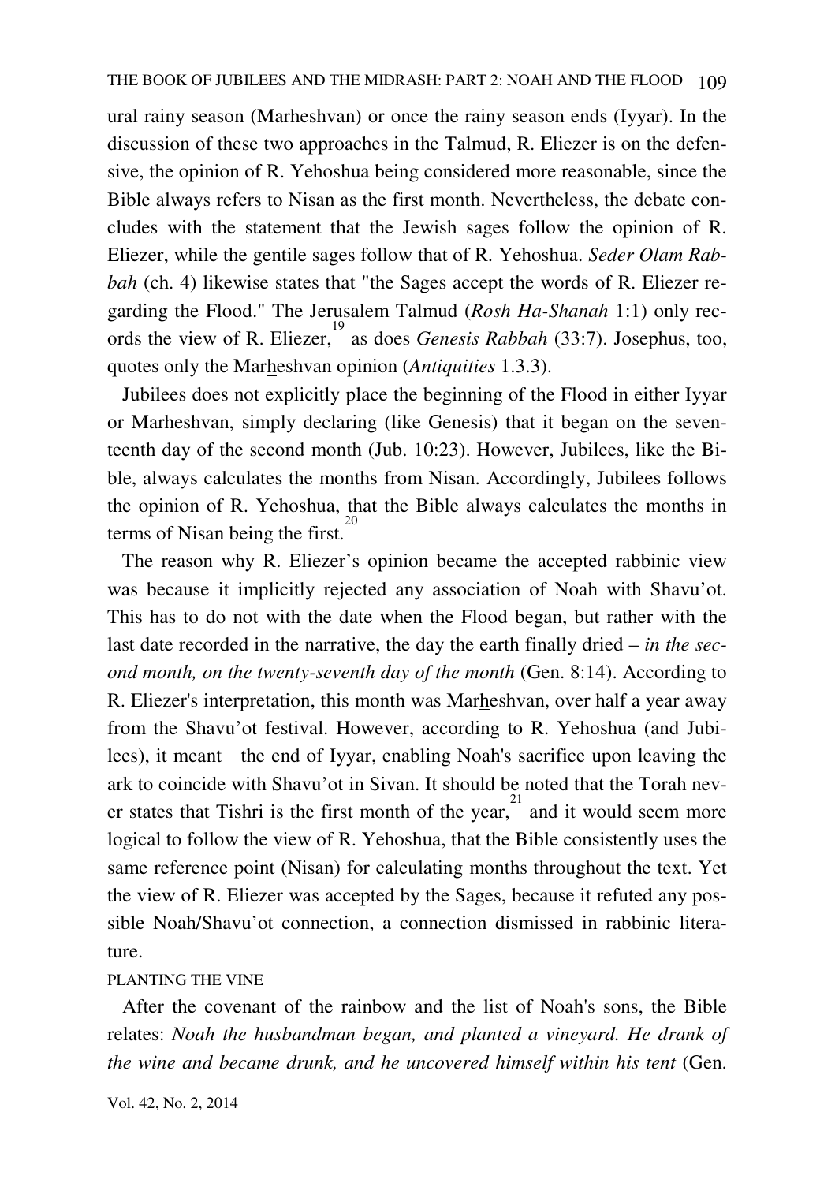ural rainy season (Mar<u>h</u>eshvan) or once the rainy season ends (Iyyar). In the discussion of these two approaches in the Talmud, R. Eliezer is on the defensive, the opinion of R. Yehoshua being considered more reasonable, since the Bible always refers to Nisan as the first month. Nevertheless, the debate concludes with the statement that the Jewish sages follow the opinion of R. Eliezer, while the gentile sages follow that of R. Yehoshua. *Seder Olam Rabbah* (ch. 4) likewise states that "the Sages accept the words of R. Eliezer regarding the Flood." The Jerusalem Talmud (*Rosh Ha-Shanah* 1:1) only records the view of R. Eliezer,[19] as does *Genesis Rabbah* (33:7). Josephus, too, quotes only the Mar<u>h</u>eshvan opinion (*Antiquities* 1.3.3).

Jubilees does not explicitly place the beginning of the Flood in either Iyyar or Mar<u>h</u>eshvan, simply declaring (like Genesis) that it began on the seventeenth day of the second month (Jub. 10:23). However, Jubilees, like the Bible, always calculates the months from Nisan. Accordingly, Jubilees follows the opinion of R. Yehoshua, that the Bible always calculates the months in terms of Nisan being the first.[20]

The reason why R. Eliezer's opinion became the accepted rabbinic view was because it implicitly rejected any association of Noah with Shavu'ot. This has to do not with the date when the Flood began, but rather with the last date recorded in the narrative, the day the earth finally dried – *in the second month, on the twenty-seventh day of the month* (Gen. 8:14). According to R. Eliezer's interpretation, this month was Mar<u>h</u>eshvan, over half a year away from the Shavu'ot festival. However, according to R. Yehoshua (and Jubilees), it meant the end of Iyyar, enabling Noah's sacrifice upon leaving the ark to coincide with Shavu'ot in Sivan. It should be noted that the Torah never states that Tishri is the first month of the year,[21] and it would seem more logical to follow the view of R. Yehoshua, that the Bible consistently uses the same reference point (Nisan) for calculating months throughout the text. Yet the view of R. Eliezer was accepted by the Sages, because it refuted any possible Noah/Shavu'ot connection, a connection dismissed in rabbinic literature.

## PLANTING THE VINE

After the covenant of the rainbow and the list of Noah's sons, the Bible relates: *Noah the husbandman began, and planted a vineyard. He drank of the wine and became drunk, and he uncovered himself within his tent* (Gen.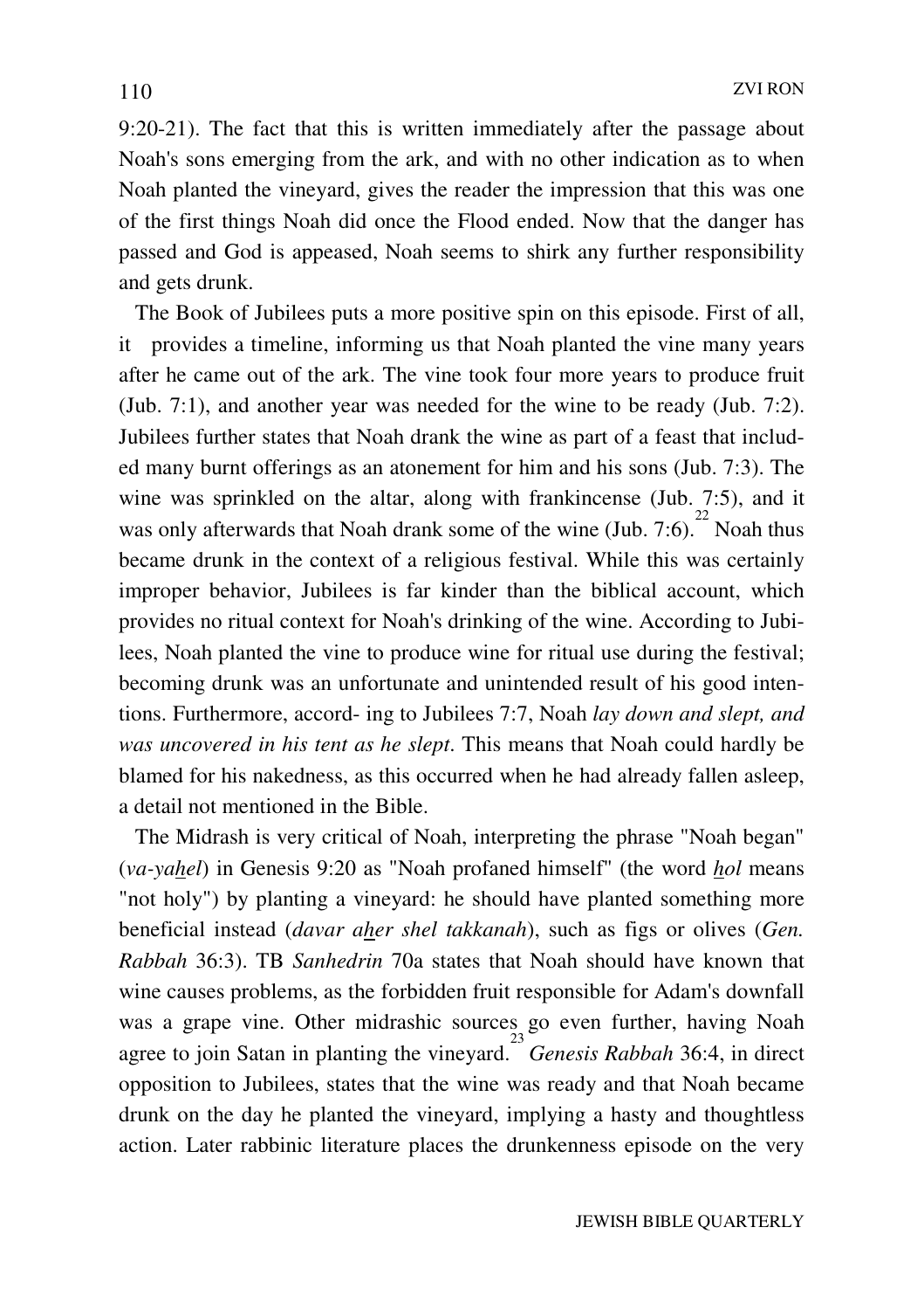9:20-21). The fact that this is written immediately after the passage about Noah's sons emerging from the ark, and with no other indication as to when Noah planted the vineyard, gives the reader the impression that this was one of the first things Noah did once the Flood ended. Now that the danger has passed and God is appeased, Noah seems to shirk any further responsibility and gets drunk.

The Book of Jubilees puts a more positive spin on this episode. First of all, it provides a timeline, informing us that Noah planted the vine many years after he came out of the ark. The vine took four more years to produce fruit (Jub. 7:1), and another year was needed for the wine to be ready (Jub. 7:2). Jubilees further states that Noah drank the wine as part of a feast that included many burnt offerings as an atonement for him and his sons (Jub. 7:3). The wine was sprinkled on the altar, along with frankincense (Jub. 7:5), and it was only afterwards that Noah drank some of the wine (Jub. 7:6).[22] Noah thus became drunk in the context of a religious festival. While this was certainly improper behavior, Jubilees is far kinder than the biblical account, which provides no ritual context for Noah's drinking of the wine. According to Jubilees, Noah planted the vine to produce wine for ritual use during the festival; becoming drunk was an unfortunate and unintended result of his good intentions. Furthermore, according to Jubilees 7:7, Noah *lay down and slept, and was uncovered in his tent as he slept*. This means that Noah could hardly be blamed for his nakedness, as this occurred when he had already fallen asleep, a detail not mentioned in the Bible.

The Midrash is very critical of Noah, interpreting the phrase "Noah began" (*va-yahel*) in Genesis 9:20 as "Noah profaned himself" (the word *hol* means "not holy") by planting a vineyard: he should have planted something more beneficial instead (*davar aher shel takkanah*), such as figs or olives (*Gen. Rabbah* 36:3). TB *Sanhedrin* 70a states that Noah should have known that wine causes problems, as the forbidden fruit responsible for Adam's downfall was a grape vine. Other midrashic sources go even further, having Noah agree to join Satan in planting the vineyard.[23] *Genesis Rabbah* 36:4, in direct opposition to Jubilees, states that the wine was ready and that Noah became drunk on the day he planted the vineyard, implying a hasty and thoughtless action. Later rabbinic literature places the drunkenness episode on the very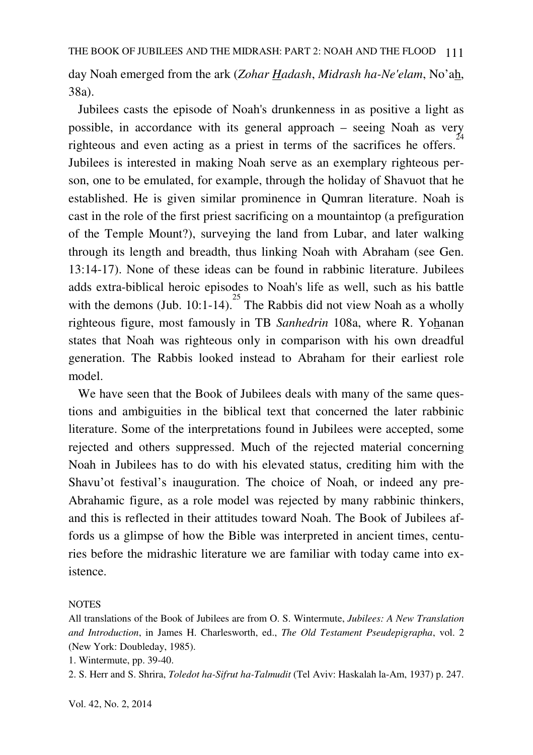day Noah emerged from the ark (*Zohar Hadash*, *Midrash ha-Ne'elam*, No'ah, 38a).

Jubilees casts the episode of Noah's drunkenness in as positive a light as possible, in accordance with its general approach – seeing Noah as very righteous and even acting as a priest in terms of the sacrifices he offers.[24] Jubilees is interested in making Noah serve as an exemplary righteous person, one to be emulated, for example, through the holiday of Shavuot that he established. He is given similar prominence in Qumran literature. Noah is cast in the role of the first priest sacrificing on a mountaintop (a prefiguration of the Temple Mount?), surveying the land from Lubar, and later walking through its length and breadth, thus linking Noah with Abraham (see Gen. 13:14-17). None of these ideas can be found in rabbinic literature. Jubilees adds extra-biblical heroic episodes to Noah's life as well, such as his battle with the demons (Jub. 10:1-14).[25] The Rabbis did not view Noah as a wholly righteous figure, most famously in TB *Sanhedrin* 108a, where R. Yohanan states that Noah was righteous only in comparison with his own dreadful generation. The Rabbis looked instead to Abraham for their earliest role model.

We have seen that the Book of Jubilees deals with many of the same questions and ambiguities in the biblical text that concerned the later rabbinic literature. Some of the interpretations found in Jubilees were accepted, some rejected and others suppressed. Much of the rejected material concerning Noah in Jubilees has to do with his elevated status, crediting him with the Shavu'ot festival's inauguration. The choice of Noah, or indeed any pre-Abrahamic figure, as a role model was rejected by many rabbinic thinkers, and this is reflected in their attitudes toward Noah. The Book of Jubilees affords us a glimpse of how the Bible was interpreted in ancient times, centuries before the midrashic literature we are familiar with today came into existence.

NOTES

All translations of the Book of Jubilees are from O. S. Wintermute, *Jubilees: A New Translation and Introduction*, in James H. Charlesworth, ed., *The Old Testament Pseudepigrapha*, vol. 2 (New York: Doubleday, 1985).

1. Wintermute, pp. 39-40.

2. S. Herr and S. Shrira, *Toledot ha-Sifrut ha-Talmudit* (Tel Aviv: Haskalah la-Am, 1937) p. 247.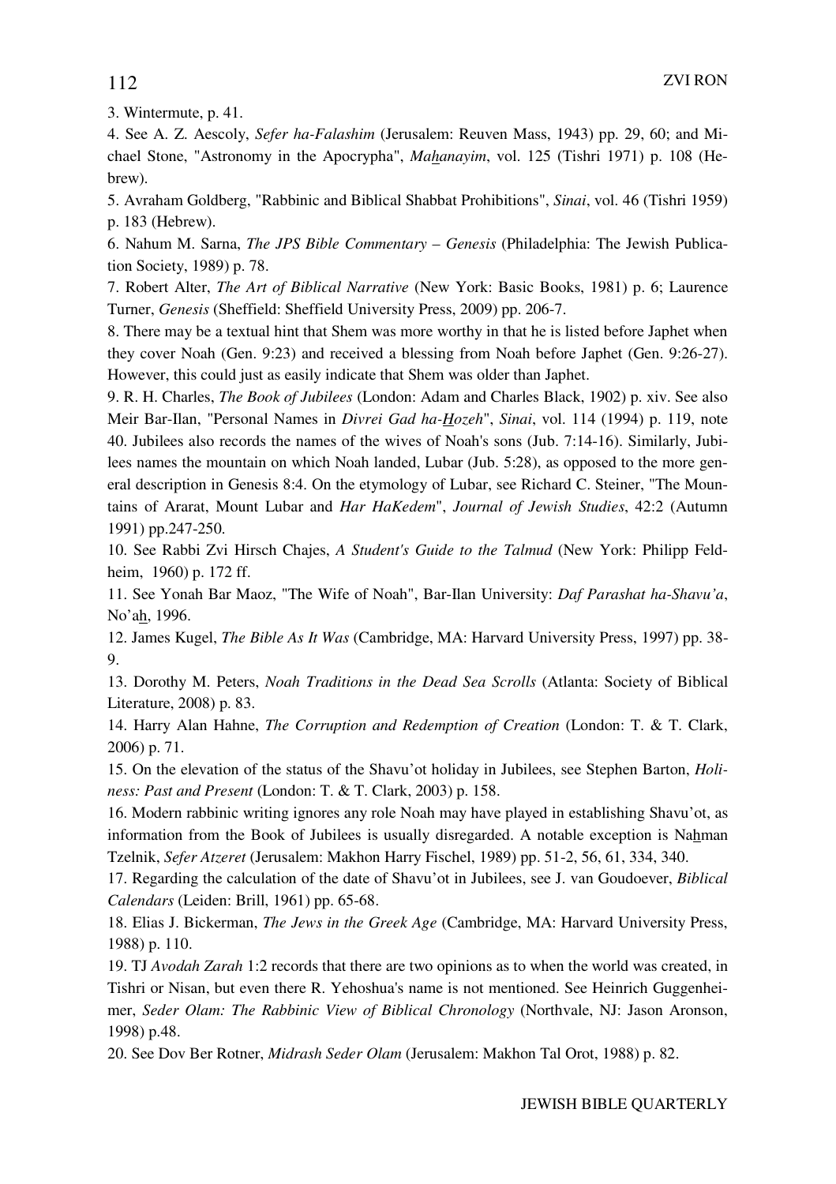3. Wintermute, p. 41.

4. See A. Z. Aescoly, *Sefer ha-Falashim* (Jerusalem: Reuven Mass, 1943) pp. 29, 60; and Michael Stone, "Astronomy in the Apocrypha", *Mahanayim*, vol. 125 (Tishri 1971) p. 108 (Hebrew).

5. Avraham Goldberg, "Rabbinic and Biblical Shabbat Prohibitions", *Sinai*, vol. 46 (Tishri 1959) p. 183 (Hebrew).

6. Nahum M. Sarna, *The JPS Bible Commentary – Genesis* (Philadelphia: The Jewish Publication Society, 1989) p. 78.

7. Robert Alter, *The Art of Biblical Narrative* (New York: Basic Books, 1981) p. 6; Laurence Turner, *Genesis* (Sheffield: Sheffield University Press, 2009) pp. 206-7.

8. There may be a textual hint that Shem was more worthy in that he is listed before Japhet when they cover Noah (Gen. 9:23) and received a blessing from Noah before Japhet (Gen. 9:26-27). However, this could just as easily indicate that Shem was older than Japhet.

9. R. H. Charles, *The Book of Jubilees* (London: Adam and Charles Black, 1902) p. xiv. See also Meir Bar-Ilan, "Personal Names in *Divrei Gad ha-Hozeh*", *Sinai*, vol. 114 (1994) p. 119, note 40. Jubilees also records the names of the wives of Noah's sons (Jub. 7:14-16). Similarly, Jubilees names the mountain on which Noah landed, Lubar (Jub. 5:28), as opposed to the more general description in Genesis 8:4. On the etymology of Lubar, see Richard C. Steiner, "The Mountains of Ararat, Mount Lubar and *Har HaKedem*", *Journal of Jewish Studies*, 42:2 (Autumn 1991) pp.247-250.

10. See Rabbi Zvi Hirsch Chajes, *A Student's Guide to the Talmud* (New York: Philipp Feldheim, 1960) p. 172 ff.

11. See Yonah Bar Maoz, "The Wife of Noah", Bar-Ilan University: *Daf Parashat ha-Shavu'a*, No'ah, 1996.

12. James Kugel, *The Bible As It Was* (Cambridge, MA: Harvard University Press, 1997) pp. 38-9.

13. Dorothy M. Peters, *Noah Traditions in the Dead Sea Scrolls* (Atlanta: Society of Biblical Literature, 2008) p. 83.

14. Harry Alan Hahne, *The Corruption and Redemption of Creation* (London: T. & T. Clark, 2006) p. 71.

15. On the elevation of the status of the Shavu'ot holiday in Jubilees, see Stephen Barton, *Holiness: Past and Present* (London: T. & T. Clark, 2003) p. 158.

16. Modern rabbinic writing ignores any role Noah may have played in establishing Shavu'ot, as information from the Book of Jubilees is usually disregarded. A notable exception is Nahman Tzelnik, *Sefer Atzeret* (Jerusalem: Makhon Harry Fischel, 1989) pp. 51-2, 56, 61, 334, 340.

17. Regarding the calculation of the date of Shavu'ot in Jubilees, see J. van Goudoever, *Biblical Calendars* (Leiden: Brill, 1961) pp. 65-68.

18. Elias J. Bickerman, *The Jews in the Greek Age* (Cambridge, MA: Harvard University Press, 1988) p. 110.

19. TJ *Avodah Zarah* 1:2 records that there are two opinions as to when the world was created, in Tishri or Nisan, but even there R. Yehoshua's name is not mentioned. See Heinrich Guggenheimer, *Seder Olam: The Rabbinic View of Biblical Chronology* (Northvale, NJ: Jason Aronson, 1998) p.48.

20. See Dov Ber Rotner, *Midrash Seder Olam* (Jerusalem: Makhon Tal Orot, 1988) p. 82.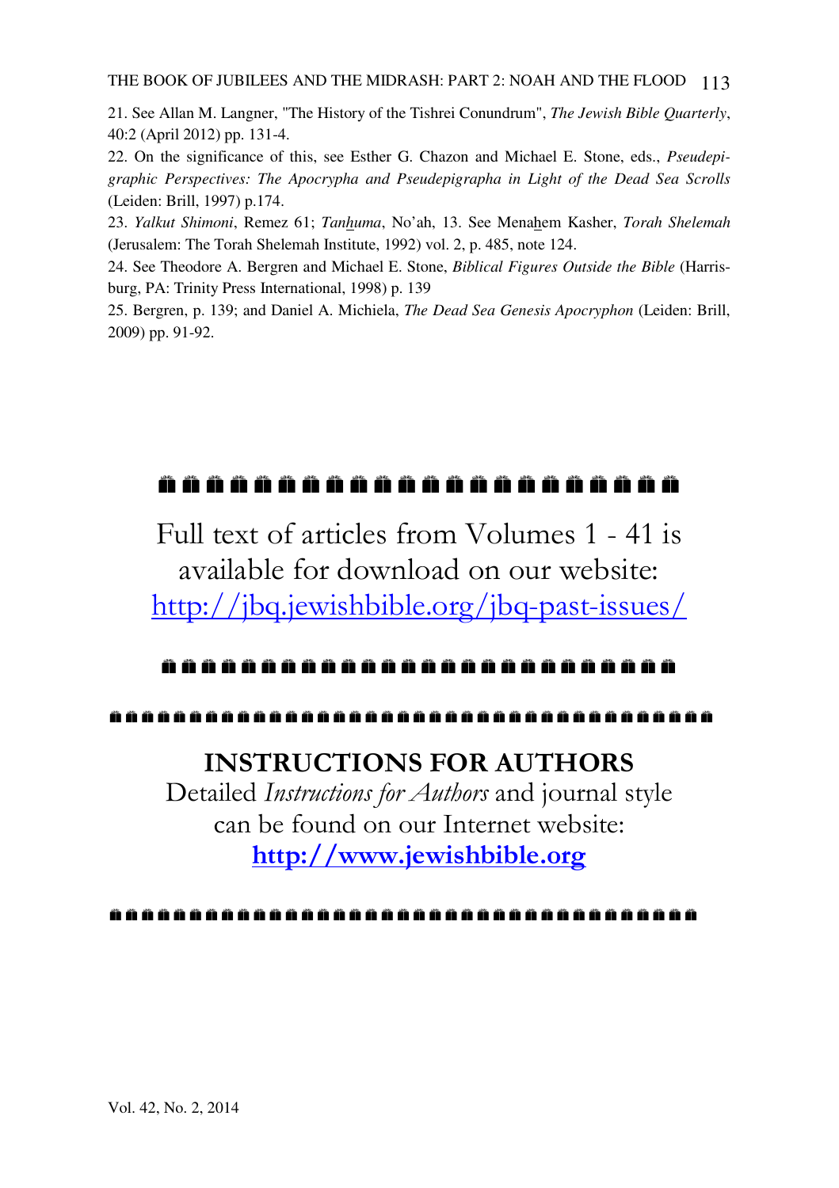21. See Allan M. Langner, "The History of the Tishrei Conundrum", *The Jewish Bible Quarterly*, 40:2 (April 2012) pp. 131-4.

22. On the significance of this, see Esther G. Chazon and Michael E. Stone, eds., *Pseudepigraphic Perspectives: The Apocrypha and Pseudepigrapha in Light of the Dead Sea Scrolls* (Leiden: Brill, 1997) p.174.

23. *Yalkut Shimoni*, Remez 61; *Tanhuma*, No'ah, 13. See Menahem Kasher, *Torah Shelemah* (Jerusalem: The Torah Shelemah Institute, 1992) vol. 2, p. 485, note 124.

24. See Theodore A. Bergren and Michael E. Stone, *Biblical Figures Outside the Bible* (Harrisburg, PA: Trinity Press International, 1998) p. 139

25. Bergren, p. 139; and Daniel A. Michiela, *The Dead Sea Genesis Apocryphon* (Leiden: Brill, 2009) pp. 91-92.

---

Full text of articles from Volumes 1 - 41 is available for download on our website: http://jbq.jewishbible.org/jbq-past-issues/

---

**INSTRUCTIONS FOR AUTHORS**

Detailed *Instructions for Authors* and journal style can be found on our Internet website: **http://www.jewishbible.org**

---